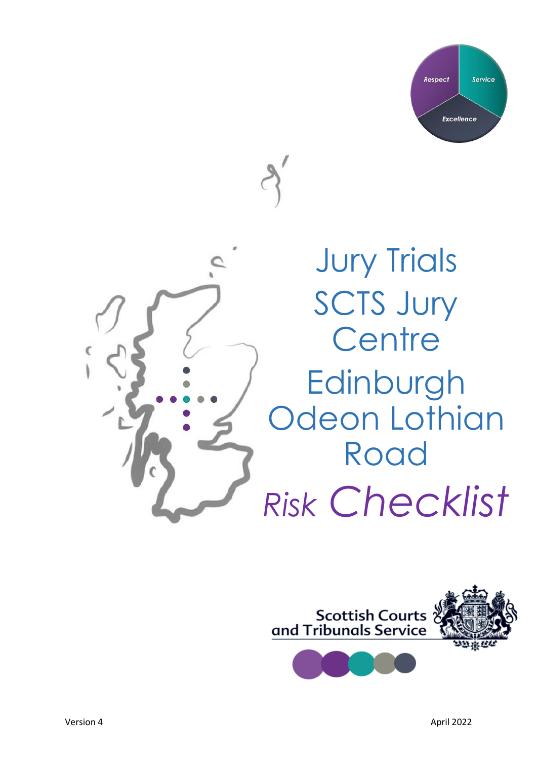# Jury Trials

# SCTS Jury Centre

# Edinburgh Odeon Lothian Road

# *Risk* Checklist

Scottish Courts and Tribunals Service

Version 4

April 2022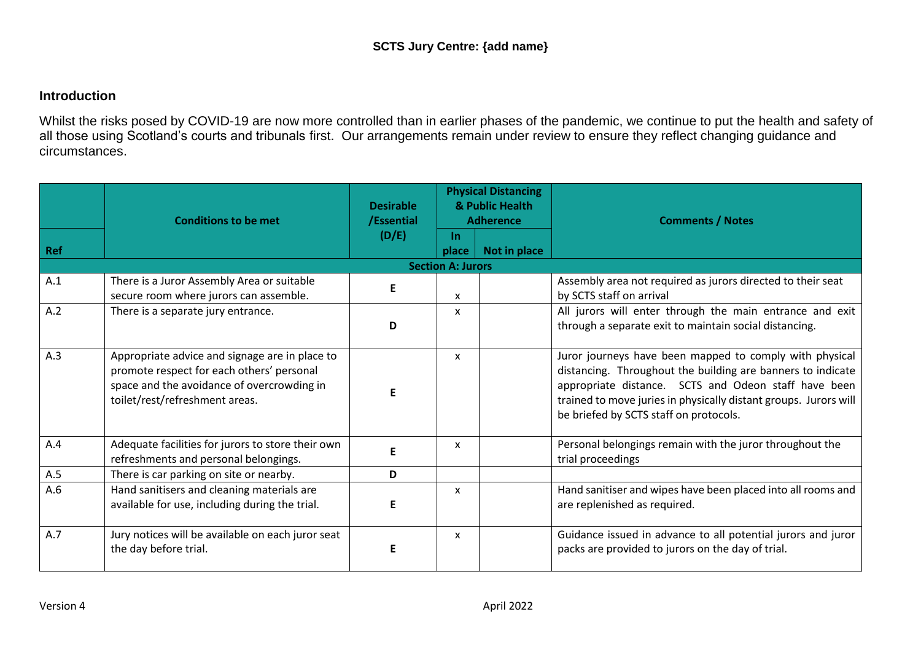**SCTS Jury Centre: {add name}**

## Introduction

Whilst the risks posed by COVID-19 are now more controlled than in earlier phases of the pandemic, we continue to put the health and safety of all those using Scotland's courts and tribunals first. Our arrangements remain under review to ensure they reflect changing guidance and circumstances.

| Ref | Conditions to be met | Desirable /Essential (D/E) | Physical Distancing & Public Health Adherence | | Comments / Notes |
|---|---|---|---|---|---|
| | | | In place | Not in place | |
| **Section A: Jurors** | | | | | |
| A.1 | There is a Juror Assembly Area or suitable secure room where jurors can assemble. | E | x | | Assembly area not required as jurors directed to their seat by SCTS staff on arrival |
| A.2 | There is a separate jury entrance. | D | x | | All jurors will enter through the main entrance and exit through a separate exit to maintain social distancing. |
| A.3 | Appropriate advice and signage are in place to promote respect for each others' personal space and the avoidance of overcrowding in toilet/rest/refreshment areas. | E | x | | Juror journeys have been mapped to comply with physical distancing. Throughout the building are banners to indicate appropriate distance. SCTS and Odeon staff have been trained to move juries in physically distant groups. Jurors will be briefed by SCTS staff on protocols. |
| A.4 | Adequate facilities for jurors to store their own refreshments and personal belongings. | E | x | | Personal belongings remain with the juror throughout the trial proceedings |
| A.5 | There is car parking on site or nearby. | D | | | |
| A.6 | Hand sanitisers and cleaning materials are available for use, including during the trial. | E | x | | Hand sanitiser and wipes have been placed into all rooms and are replenished as required. |
| A.7 | Jury notices will be available on each juror seat the day before trial. | E | x | | Guidance issued in advance to all potential jurors and juror packs are provided to jurors on the day of trial. |

Version 4 April 2022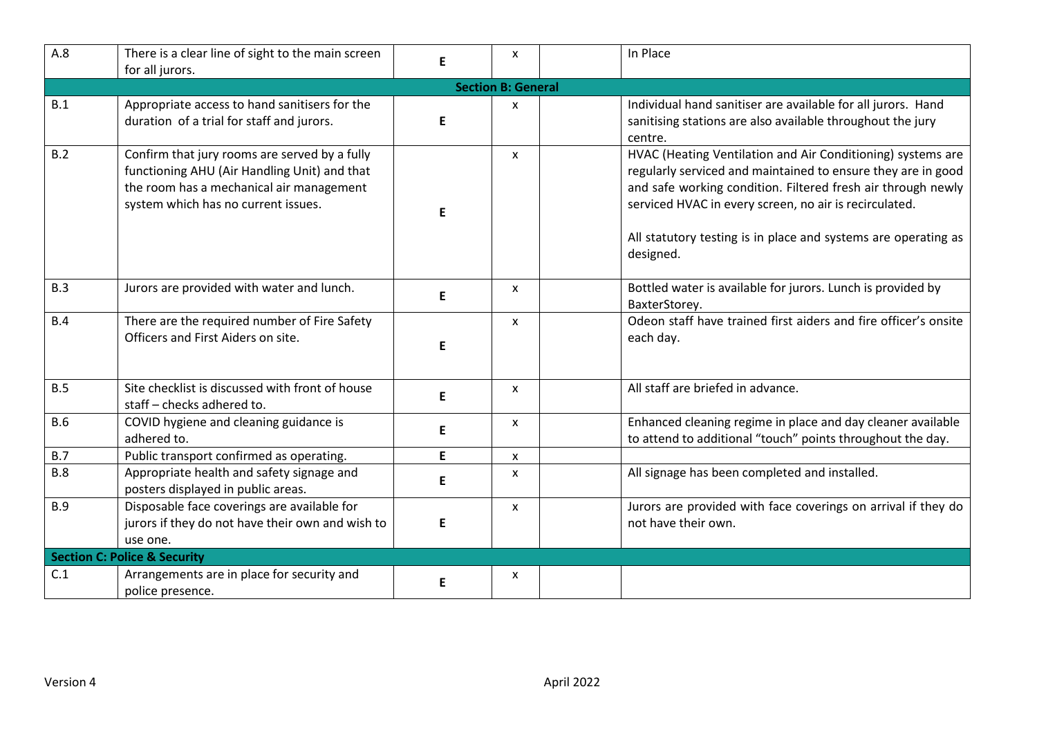| | | | | | |
|---|---|---|---|---|---|
| A.8 | There is a clear line of sight to the main screen for all jurors. | E | x | | In Place |
| **Section B: General** | | | | | |
| B.1 | Appropriate access to hand sanitisers for the duration of a trial for staff and jurors. | E | x | | Individual hand sanitiser are available for all jurors. Hand sanitising stations are also available throughout the jury centre. |
| B.2 | Confirm that jury rooms are served by a fully functioning AHU (Air Handling Unit) and that the room has a mechanical air management system which has no current issues. | E | x | | HVAC (Heating Ventilation and Air Conditioning) systems are regularly serviced and maintained to ensure they are in good and safe working condition. Filtered fresh air through newly serviced HVAC in every screen, no air is recirculated.<br><br>All statutory testing is in place and systems are operating as designed. |
| B.3 | Jurors are provided with water and lunch. | E | x | | Bottled water is available for jurors. Lunch is provided by BaxterStorey. |
| B.4 | There are the required number of Fire Safety Officers and First Aiders on site. | E | x | | Odeon staff have trained first aiders and fire officer's onsite each day. |
| B.5 | Site checklist is discussed with front of house staff – checks adhered to. | E | x | | All staff are briefed in advance. |
| B.6 | COVID hygiene and cleaning guidance is adhered to. | E | x | | Enhanced cleaning regime in place and day cleaner available to attend to additional "touch" points throughout the day. |
| B.7 | Public transport confirmed as operating. | E | x | | |
| B.8 | Appropriate health and safety signage and posters displayed in public areas. | E | x | | All signage has been completed and installed. |
| B.9 | Disposable face coverings are available for jurors if they do not have their own and wish to use one. | E | x | | Jurors are provided with face coverings on arrival if they do not have their own. |
| **Section C: Police & Security** | | | | | |
| C.1 | Arrangements are in place for security and police presence. | E | x | | |

Version 4 April 2022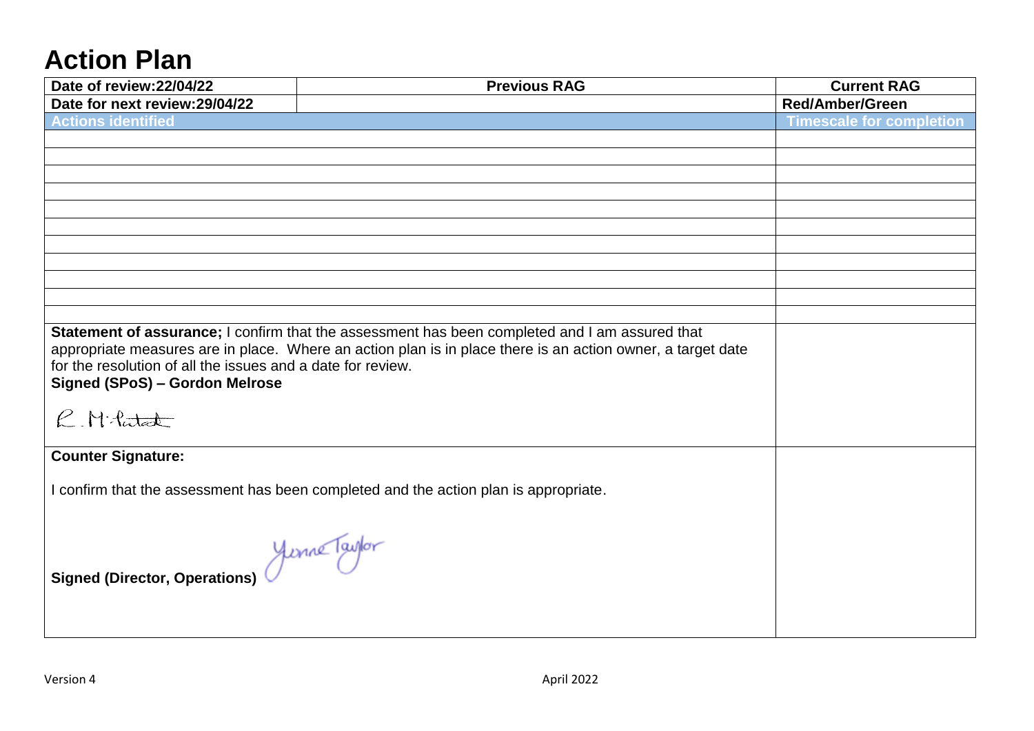# Action Plan

| Date of review:22/04/22 | Previous RAG | Current RAG |
|---|---|---|
| Date for next review:29/04/22 | | Red/Amber/Green |
| Actions identified | | Timescale for completion |
| | | |
| | | |
| | | |
| | | |
| | | |
| | | |
| | | |
| | | |
| | | |
| | | |
| | | |
| **Statement of assurance;** I confirm that the assessment has been completed and I am assured that appropriate measures are in place. Where an action plan is in place there is an action owner, a target date for the resolution of all the issues and a date for review. **Signed (SPoS) – Gordon Melrose** | | |
| **Counter Signature:** I confirm that the assessment has been completed and the action plan is appropriate. **Signed (Director, Operations)** | | |

Version 4 April 2022